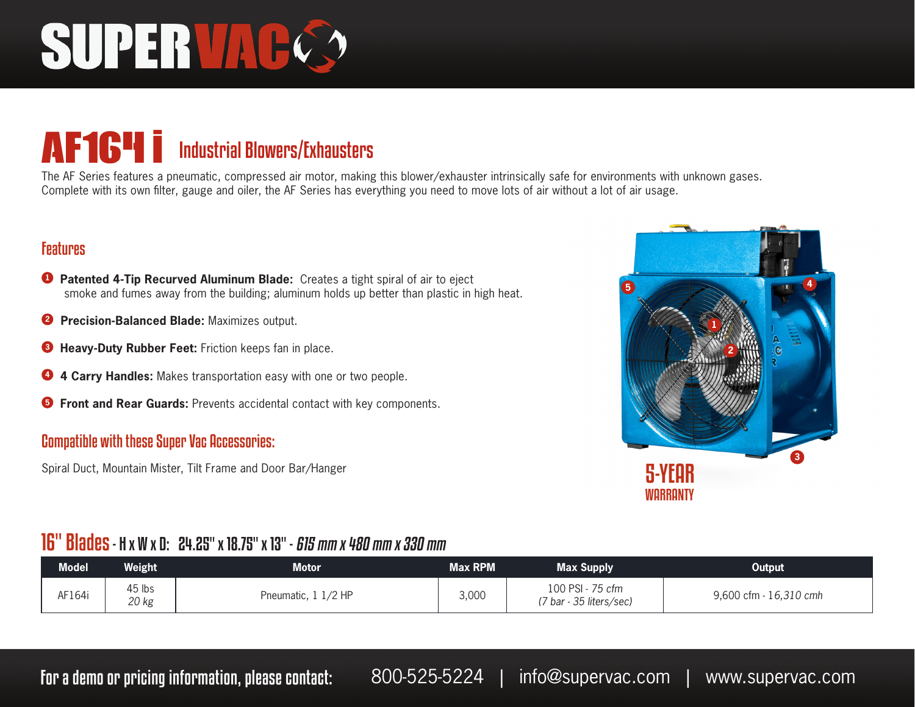# SUPERVAC

## AF164i Industrial Blowers/Exhausters

The AF Series features a pneumatic, compressed air motor, making this blower/exhauster intrinsically safe for environments with unknown gases. Complete with its own filter, gauge and oiler, the AF Series has everything you need to move lots of air without a lot of air usage.

### Features

1. **Patented 4-Tip Recurved Aluminum Blade:** Creates a tight spiral of air to eject smoke and fumes away from the building; aluminum holds up better than plastic in high heat.
2. **Precision-Balanced Blade:** Maximizes output.
3. **Heavy-Duty Rubber Feet:** Friction keeps fan in place.
4. **4 Carry Handles:** Makes transportation easy with one or two people.
5. **Front and Rear Guards:** Prevents accidental contact with key components.

### Compatible with these Super Vac Accessories:

Spiral Duct, Mountain Mister, Tilt Frame and Door Bar/Hanger

5-YEAR WARRANTY

### 16" Blades - H x W x D: 24.25" x 18.75" x 13" - *615 mm x 480 mm x 330 mm*

| Model | Weight | Motor | Max RPM | Max Supply | Output |
|---|---|---|---|---|---|
| AF164i | 45 lbs *20 kg* | Pneumatic, 1 1/2 HP | 3,000 | 100 PSI - *75 cfm* *(7 bar - 35 liters/sec)* | 9,600 cfm - *16,310 cmh* |

For a demo or pricing information, please contact: 800-525-5224 | info@supervac.com | www.supervac.com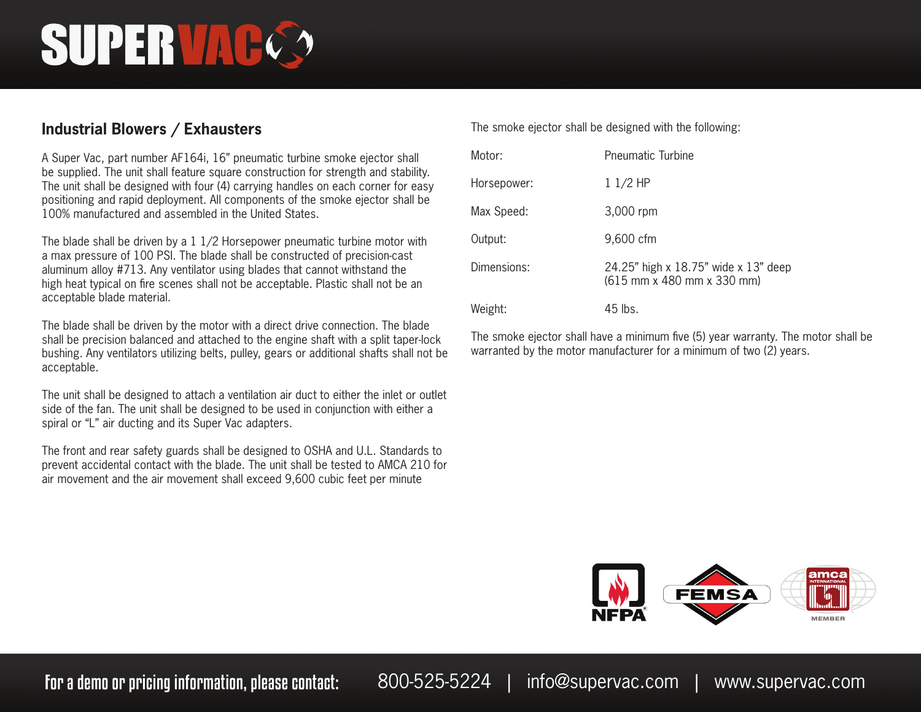# SUPER VAC

## Industrial Blowers / Exhausters

A Super Vac, part number AF164i, 16" pneumatic turbine smoke ejector shall be supplied. The unit shall feature square construction for strength and stability. The unit shall be designed with four (4) carrying handles on each corner for easy positioning and rapid deployment. All components of the smoke ejector shall be 100% manufactured and assembled in the United States.

The blade shall be driven by a 1 1/2 Horsepower pneumatic turbine motor with a max pressure of 100 PSI. The blade shall be constructed of precision-cast aluminum alloy #713. Any ventilator using blades that cannot withstand the high heat typical on fire scenes shall not be acceptable. Plastic shall not be an acceptable blade material.

The blade shall be driven by the motor with a direct drive connection. The blade shall be precision balanced and attached to the engine shaft with a split taper-lock bushing. Any ventilators utilizing belts, pulley, gears or additional shafts shall not be acceptable.

The unit shall be designed to attach a ventilation air duct to either the inlet or outlet side of the fan. The unit shall be designed to be used in conjunction with either a spiral or "L" air ducting and its Super Vac adapters.

The front and rear safety guards shall be designed to OSHA and U.L. Standards to prevent accidental contact with the blade. The unit shall be tested to AMCA 210 for air movement and the air movement shall exceed 9,600 cubic feet per minute

The smoke ejector shall be designed with the following:

| | |
|---|---|
| Motor: | Pneumatic Turbine |
| Horsepower: | 1 1/2 HP |
| Max Speed: | 3,000 rpm |
| Output: | 9,600 cfm |
| Dimensions: | 24.25" high x 18.75" wide x 13" deep (615 mm x 480 mm x 330 mm) |
| Weight: | 45 lbs. |

The smoke ejector shall have a minimum five (5) year warranty. The motor shall be warranted by the motor manufacturer for a minimum of two (2) years.

NFPA FEMSA amca INTERNATIONAL MEMBER

For a demo or pricing information, please contact: 800-525-5224 | info@supervac.com | www.supervac.com